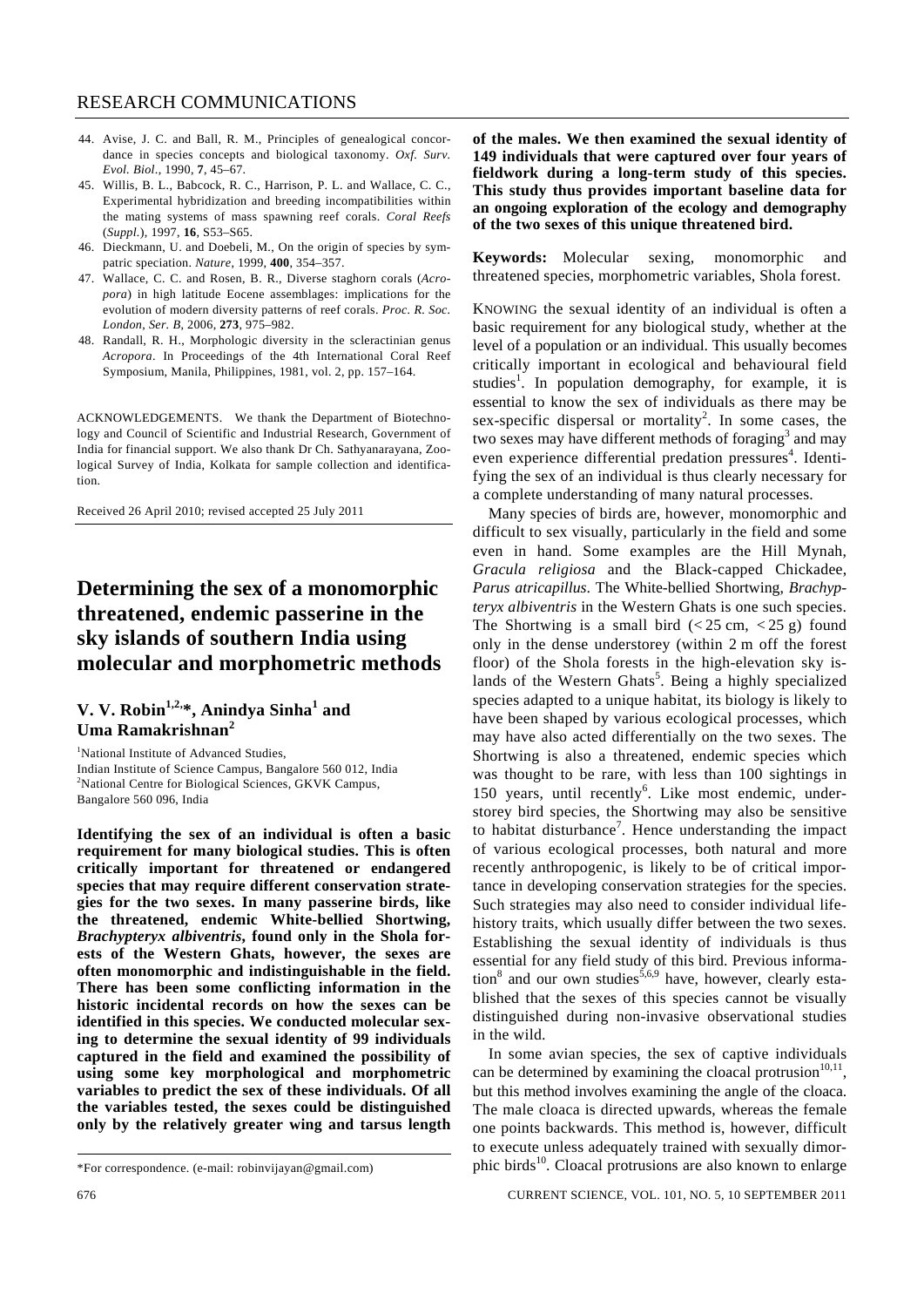44. Avise, J. C. and Ball, R. M., Principles of genealogical concordance in species concepts and biological taxonomy. *Oxf. Surv. Evol. Biol.*, 1990, **7**, 45–67.
45. Willis, B. L., Babcock, R. C., Harrison, P. L. and Wallace, C. C., Experimental hybridization and breeding incompatibilities within the mating systems of mass spawning reef corals. *Coral Reefs* (*Suppl.*), 1997, **16**, S53–S65.
46. Dieckmann, U. and Doebeli, M., On the origin of species by sympatric speciation. *Nature*, 1999, **400**, 354–357.
47. Wallace, C. C. and Rosen, B. R., Diverse staghorn corals (*Acropora*) in high latitude Eocene assemblages: implications for the evolution of modern diversity patterns of reef corals. *Proc. R. Soc. London, Ser. B*, 2006, **273**, 975–982.
48. Randall, R. H., Morphologic diversity in the scleractinian genus *Acropora*. In Proceedings of the 4th International Coral Reef Symposium, Manila, Philippines, 1981, vol. 2, pp. 157–164.

ACKNOWLEDGEMENTS. We thank the Department of Biotechnology and Council of Scientific and Industrial Research, Government of India for financial support. We also thank Dr Ch. Sathyanarayana, Zoological Survey of India, Kolkata for sample collection and identification.

Received 26 April 2010; revised accepted 25 July 2011

# Determining the sex of a monomorphic threatened, endemic passerine in the sky islands of southern India using molecular and morphometric methods

**V. V. Robin[1,2,*], Anindya Sinha[1] and Uma Ramakrishnan[2]**

[1]National Institute of Advanced Studies, Indian Institute of Science Campus, Bangalore 560 012, India
[2]National Centre for Biological Sciences, GKVK Campus, Bangalore 560 096, India

**Identifying the sex of an individual is often a basic requirement for many biological studies. This is often critically important for threatened or endangered species that may require different conservation strategies for the two sexes. In many passerine birds, like the threatened, endemic White-bellied Shortwing, *Brachypteryx albiventris*, found only in the Shola forests of the Western Ghats, however, the sexes are often monomorphic and indistinguishable in the field. There has been some conflicting information in the historic incidental records on how the sexes can be identified in this species. We conducted molecular sexing to determine the sexual identity of 99 individuals captured in the field and examined the possibility of using some key morphological and morphometric variables to predict the sex of these individuals. Of all the variables tested, the sexes could be distinguished only by the relatively greater wing and tarsus length of the males. We then examined the sexual identity of 149 individuals that were captured over four years of fieldwork during a long-term study of this species. This study thus provides important baseline data for an ongoing exploration of the ecology and demography of the two sexes of this unique threatened bird.**

**Keywords:** Molecular sexing, monomorphic and threatened species, morphometric variables, Shola forest.

KNOWING the sexual identity of an individual is often a basic requirement for any biological study, whether at the level of a population or an individual. This usually becomes critically important in ecological and behavioural field studies[1]. In population demography, for example, it is essential to know the sex of individuals as there may be sex-specific dispersal or mortality[2]. In some cases, the two sexes may have different methods of foraging[3] and may even experience differential predation pressures[4]. Identifying the sex of an individual is thus clearly necessary for a complete understanding of many natural processes.

Many species of birds are, however, monomorphic and difficult to sex visually, particularly in the field and some even in hand. Some examples are the Hill Mynah, *Gracula religiosa* and the Black-capped Chickadee, *Parus atricapillus*. The White-bellied Shortwing, *Brachypteryx albiventris* in the Western Ghats is one such species. The Shortwing is a small bird (< 25 cm, < 25 g) found only in the dense understorey (within 2 m off the forest floor) of the Shola forests in the high-elevation sky islands of the Western Ghats[5]. Being a highly specialized species adapted to a unique habitat, its biology is likely to have been shaped by various ecological processes, which may have also acted differentially on the two sexes. The Shortwing is also a threatened, endemic species which was thought to be rare, with less than 100 sightings in 150 years, until recently[6]. Like most endemic, understorey bird species, the Shortwing may also be sensitive to habitat disturbance[7]. Hence understanding the impact of various ecological processes, both natural and more recently anthropogenic, is likely to be of critical importance in developing conservation strategies for the species. Such strategies may also need to consider individual life-history traits, which usually differ between the two sexes. Establishing the sexual identity of individuals is thus essential for any field study of this bird. Previous information[8] and our own studies[5,6,9] have, however, clearly established that the sexes of this species cannot be visually distinguished during non-invasive observational studies in the wild.

In some avian species, the sex of captive individuals can be determined by examining the cloacal protrusion[10,11], but this method involves examining the angle of the cloaca. The male cloaca is directed upwards, whereas the female one points backwards. This method is, however, difficult to execute unless adequately trained with sexually dimorphic birds[10]. Cloacal protrusions are also known to enlarge

*For correspondence. (e-mail: robinvijayan@gmail.com)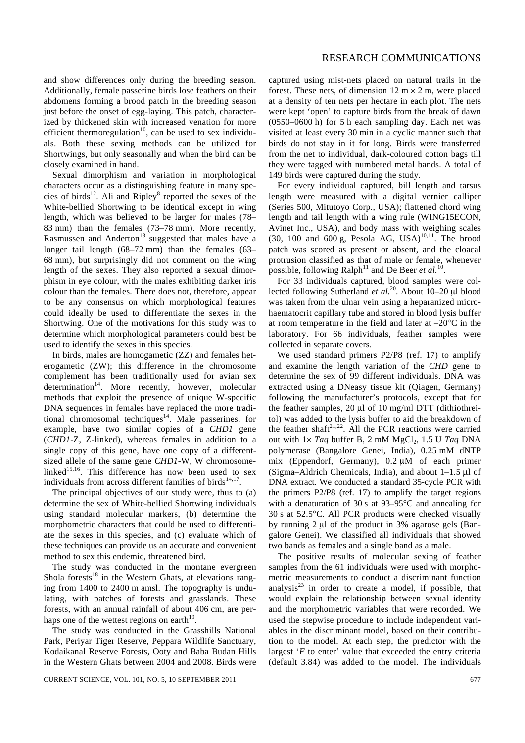and show differences only during the breeding season. Additionally, female passerine birds lose feathers on their abdomens forming a brood patch in the breeding season just before the onset of egg-laying. This patch, characterized by thickened skin with increased venation for more efficient thermoregulation[10], can be used to sex individuals. Both these sexing methods can be utilized for Shortwings, but only seasonally and when the bird can be closely examined in hand.

Sexual dimorphism and variation in morphological characters occur as a distinguishing feature in many species of birds[12]. Ali and Ripley[8] reported the sexes of the White-bellied Shortwing to be identical except in wing length, which was believed to be larger for males (78–83 mm) than the females (73–78 mm). More recently, Rasmussen and Anderton[13] suggested that males have a longer tail length (68–72 mm) than the females (63–68 mm), but surprisingly did not comment on the wing length of the sexes. They also reported a sexual dimorphism in eye colour, with the males exhibiting darker iris colour than the females. There does not, therefore, appear to be any consensus on which morphological features could ideally be used to differentiate the sexes in the Shortwing. One of the motivations for this study was to determine which morphological parameters could best be used to identify the sexes in this species.

In birds, males are homogametic (ZZ) and females heterogametic (ZW); this difference in the chromosome complement has been traditionally used for avian sex determination[14]. More recently, however, molecular methods that exploit the presence of unique W-specific DNA sequences in females have replaced the more traditional chromosomal techniques[14]. Male passerines, for example, have two similar copies of a *CHD1* gene (*CHD1*-Z, Z-linked), whereas females in addition to a single copy of this gene, have one copy of a different-sized allele of the same gene *CHD1*-W, W chromosome-linked[15,16]. This difference has now been used to sex individuals from across different families of birds[14,17].

The principal objectives of our study were, thus to (a) determine the sex of White-bellied Shortwing individuals using standard molecular markers, (b) determine the morphometric characters that could be used to differentiate the sexes in this species, and (c) evaluate which of these techniques can provide us an accurate and convenient method to sex this endemic, threatened bird.

The study was conducted in the montane evergreen Shola forests[18] in the Western Ghats, at elevations ranging from 1400 to 2400 m amsl. The topography is undulating, with patches of forests and grasslands. These forests, with an annual rainfall of about 406 cm, are perhaps one of the wettest regions on earth[19].

The study was conducted in the Grasshills National Park, Periyar Tiger Reserve, Peppara Wildlife Sanctuary, Kodaikanal Reserve Forests, Ooty and Baba Budan Hills in the Western Ghats between 2004 and 2008. Birds were captured using mist-nets placed on natural trails in the forest. These nets, of dimension 12 m × 2 m, were placed at a density of ten nets per hectare in each plot. The nets were kept 'open' to capture birds from the break of dawn (0550–0600 h) for 5 h each sampling day. Each net was visited at least every 30 min in a cyclic manner such that birds do not stay in it for long. Birds were transferred from the net to individual, dark-coloured cotton bags till they were tagged with numbered metal bands. A total of 149 birds were captured during the study.

For every individual captured, bill length and tarsus length were measured with a digital vernier calliper (Series 500, Mitutoyo Corp., USA); flattened chord wing length and tail length with a wing rule (WING15ECON, Avinet Inc., USA), and body mass with weighing scales (30, 100 and 600 g, Pesola AG, USA)[10,11]. The brood patch was scored as present or absent, and the cloacal protrusion classified as that of male or female, whenever possible, following Ralph[11] and De Beer *et al.*[10].

For 33 individuals captured, blood samples were collected following Sutherland *et al.*[20]. About 10–20 μl blood was taken from the ulnar vein using a heparanized micro-haematocrit capillary tube and stored in blood lysis buffer at room temperature in the field and later at –20°C in the laboratory. For 66 individuals, feather samples were collected in separate covers.

We used standard primers P2/P8 (ref. 17) to amplify and examine the length variation of the *CHD* gene to determine the sex of 99 different individuals. DNA was extracted using a DNeasy tissue kit (Qiagen, Germany) following the manufacturer's protocols, except that for the feather samples, 20 μl of 10 mg/ml DTT (dithiothreitol) was added to the lysis buffer to aid the breakdown of the feather shaft[21,22]. All the PCR reactions were carried out with 1× *Taq* buffer B, 2 mM $MgCl_2$, 1.5 U *Taq* DNA polymerase (Bangalore Genei, India), 0.25 mM dNTP mix (Eppendorf, Germany), 0.2 μM of each primer (Sigma–Aldrich Chemicals, India), and about 1–1.5 μl of DNA extract. We conducted a standard 35-cycle PCR with the primers P2/P8 (ref. 17) to amplify the target regions with a denaturation of 30 s at 93–95°C and annealing for 30 s at 52.5°C. All PCR products were checked visually by running 2 μl of the product in 3% agarose gels (Bangalore Genei). We classified all individuals that showed two bands as females and a single band as a male.

The positive results of molecular sexing of feather samples from the 61 individuals were used with morphometric measurements to conduct a discriminant function analysis[23] in order to create a model, if possible, that would explain the relationship between sexual identity and the morphometric variables that were recorded. We used the stepwise procedure to include independent variables in the discriminant model, based on their contribution to the model. At each step, the predictor with the largest '*F* to enter' value that exceeded the entry criteria (default 3.84) was added to the model. The individuals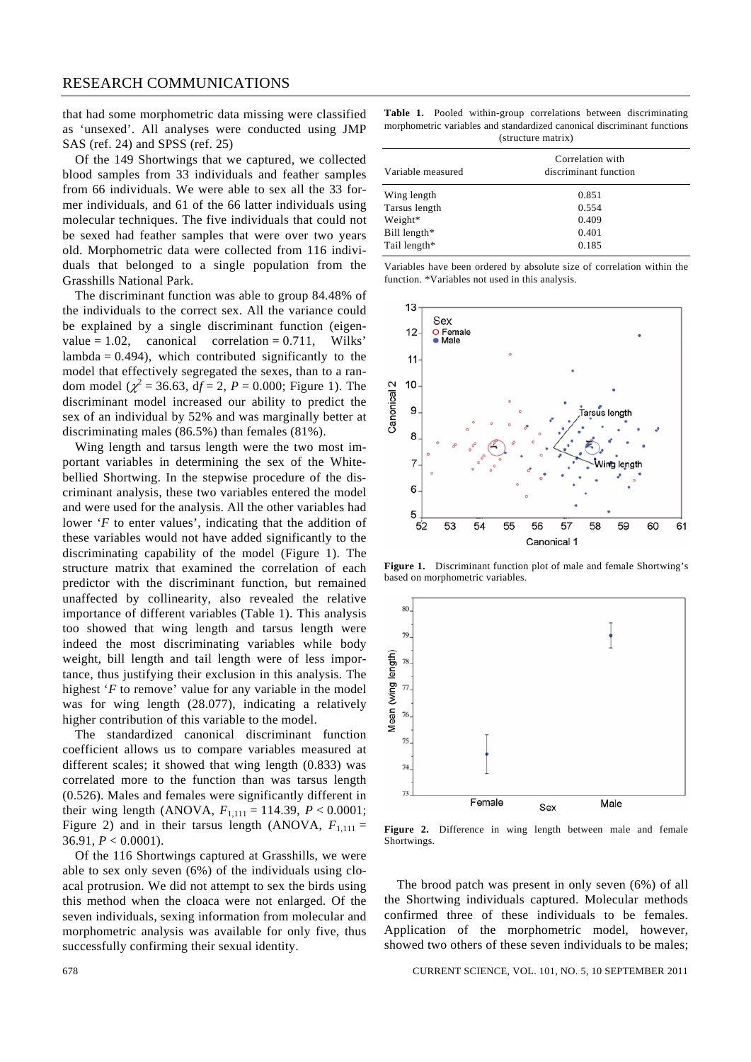that had some morphometric data missing were classified as 'unsexed'. All analyses were conducted using JMP SAS (ref. 24) and SPSS (ref. 25)

Of the 149 Shortwings that we captured, we collected blood samples from 33 individuals and feather samples from 66 individuals. We were able to sex all the 33 former individuals, and 61 of the 66 latter individuals using molecular techniques. The five individuals that could not be sexed had feather samples that were over two years old. Morphometric data were collected from 116 individuals that belonged to a single population from the Grasshills National Park.

The discriminant function was able to group 84.48% of the individuals to the correct sex. All the variance could be explained by a single discriminant function (eigenvalue = 1.02, canonical correlation = 0.711, Wilks' lambda = 0.494), which contributed significantly to the model that effectively segregated the sexes, than to a random model ($\chi^2 = 36.63$, d$f = 2$, $P = 0.000$; Figure 1). The discriminant model increased our ability to predict the sex of an individual by 52% and was marginally better at discriminating males (86.5%) than females (81%).

Wing length and tarsus length were the two most important variables in determining the sex of the White-bellied Shortwing. In the stepwise procedure of the discriminant analysis, these two variables entered the model and were used for the analysis. All the other variables had lower '*F* to enter values', indicating that the addition of these variables would not have added significantly to the discriminating capability of the model (Figure 1). The structure matrix that examined the correlation of each predictor with the discriminant function, but remained unaffected by collinearity, also revealed the relative importance of different variables (Table 1). This analysis too showed that wing length and tarsus length were indeed the most discriminating variables while body weight, bill length and tail length were of less importance, thus justifying their exclusion in this analysis. The highest '*F* to remove' value for any variable in the model was for wing length (28.077), indicating a relatively higher contribution of this variable to the model.

The standardized canonical discriminant function coefficient allows us to compare variables measured at different scales; it showed that wing length (0.833) was correlated more to the function than was tarsus length (0.526). Males and females were significantly different in their wing length (ANOVA, $F_{1,111} = 114.39$, $P < 0.0001$; Figure 2) and in their tarsus length (ANOVA, $F_{1,111} = 36.91$, $P < 0.0001$).

Of the 116 Shortwings captured at Grasshills, we were able to sex only seven (6%) of the individuals using cloacal protrusion. We did not attempt to sex the birds using this method when the cloaca were not enlarged. Of the seven individuals, sexing information from molecular and morphometric analysis was available for only five, thus successfully confirming their sexual identity.

**Table 1.** Pooled within-group correlations between discriminating morphometric variables and standardized canonical discriminant functions (structure matrix)

| Variable measured | Correlation with discriminant function |
|---|---|
| Wing length | 0.851 |
| Tarsus length | 0.554 |
| Weight* | 0.409 |
| Bill length* | 0.401 |
| Tail length* | 0.185 |

Variables have been ordered by absolute size of correlation within the function. *Variables not used in this analysis.

Sex
Female
Male
Tarsus length
Wing length
Canonical 2
Canonical 1
13
12
11
10
9
8
7
6
5
52 53 54 55 56 57 58 59 60 61

**Figure 1.** Discriminant function plot of male and female Shortwing's based on morphometric variables.

Mean (wing length)
80
79
78
77
76
75
74
73
Female
Sex
Male

**Figure 2.** Difference in wing length between male and female Shortwings.

The brood patch was present in only seven (6%) of all the Shortwing individuals captured. Molecular methods confirmed three of these individuals to be females. Application of the morphometric model, however, showed two others of these seven individuals to be males;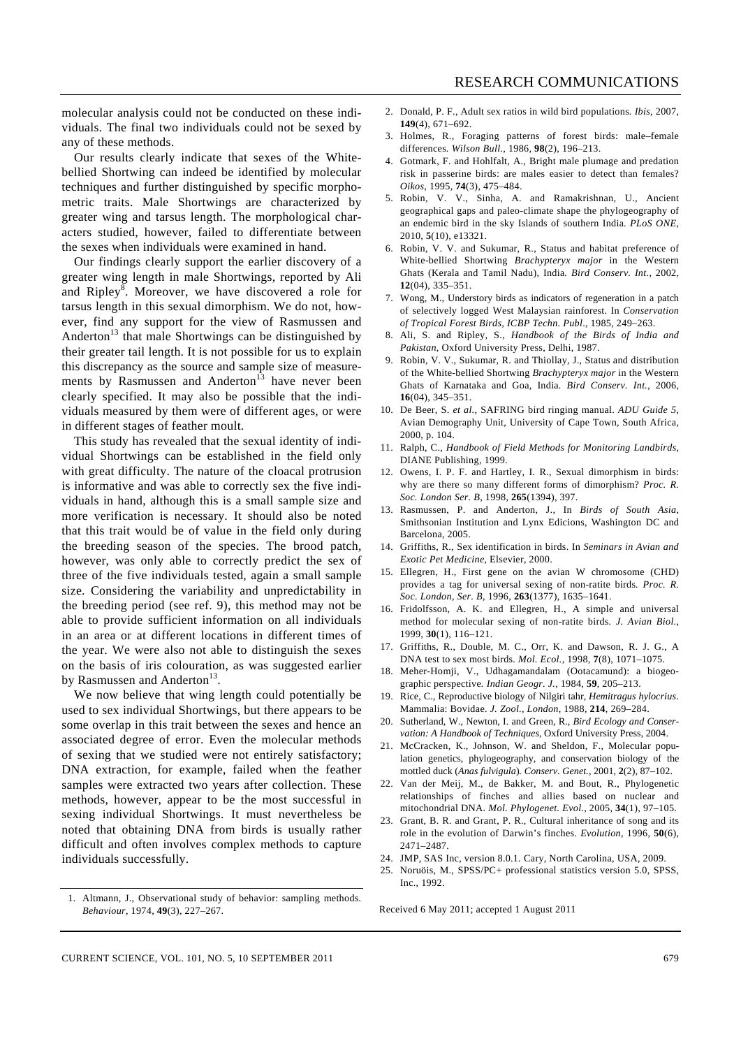molecular analysis could not be conducted on these individuals. The final two individuals could not be sexed by any of these methods.

Our results clearly indicate that sexes of the White-bellied Shortwing can indeed be identified by molecular techniques and further distinguished by specific morphometric traits. Male Shortwings are characterized by greater wing and tarsus length. The morphological characters studied, however, failed to differentiate between the sexes when individuals were examined in hand.

Our findings clearly support the earlier discovery of a greater wing length in male Shortwings, reported by Ali and Ripley[8]. Moreover, we have discovered a role for tarsus length in this sexual dimorphism. We do not, however, find any support for the view of Rasmussen and Anderton[13] that male Shortwings can be distinguished by their greater tail length. It is not possible for us to explain this discrepancy as the source and sample size of measurements by Rasmussen and Anderton[13] have never been clearly specified. It may also be possible that the individuals measured by them were of different ages, or were in different stages of feather moult.

This study has revealed that the sexual identity of individual Shortwings can be established in the field only with great difficulty. The nature of the cloacal protrusion is informative and was able to correctly sex the five individuals in hand, although this is a small sample size and more verification is necessary. It should also be noted that this trait would be of value in the field only during the breeding season of the species. The brood patch, however, was only able to correctly predict the sex of three of the five individuals tested, again a small sample size. Considering the variability and unpredictability in the breeding period (see ref. 9), this method may not be able to provide sufficient information on all individuals in an area or at different locations in different times of the year. We were also not able to distinguish the sexes on the basis of iris colouration, as was suggested earlier by Rasmussen and Anderton[13].

We now believe that wing length could potentially be used to sex individual Shortwings, but there appears to be some overlap in this trait between the sexes and hence an associated degree of error. Even the molecular methods of sexing that we studied were not entirely satisfactory; DNA extraction, for example, failed when the feather samples were extracted two years after collection. These methods, however, appear to be the most successful in sexing individual Shortwings. It must nevertheless be noted that obtaining DNA from birds is usually rather difficult and often involves complex methods to capture individuals successfully.

1. Altmann, J., Observational study of behavior: sampling methods. *Behaviour*, 1974, **49**(3), 227–267.
2. Donald, P. F., Adult sex ratios in wild bird populations. *Ibis*, 2007, **149**(4), 671–692.
3. Holmes, R., Foraging patterns of forest birds: male–female differences. *Wilson Bull.*, 1986, **98**(2), 196–213.
4. Gotmark, F. and Hohlfalt, A., Bright male plumage and predation risk in passerine birds: are males easier to detect than females? *Oikos*, 1995, **74**(3), 475–484.
5. Robin, V. V., Sinha, A. and Ramakrishnan, U., Ancient geographical gaps and paleo-climate shape the phylogeography of an endemic bird in the sky Islands of southern India. *PLoS ONE*, 2010, **5**(10), e13321.
6. Robin, V. V. and Sukumar, R., Status and habitat preference of White-bellied Shortwing *Brachypteryx major* in the Western Ghats (Kerala and Tamil Nadu), India. *Bird Conserv. Int.*, 2002, **12**(04), 335–351.
7. Wong, M., Understory birds as indicators of regeneration in a patch of selectively logged West Malaysian rainforest. In *Conservation of Tropical Forest Birds, ICBP Techn. Publ*., 1985, 249–263.
8. Ali, S. and Ripley, S., *Handbook of the Birds of India and Pakistan*, Oxford University Press, Delhi, 1987.
9. Robin, V. V., Sukumar, R. and Thiollay, J., Status and distribution of the White-bellied Shortwing *Brachypteryx major* in the Western Ghats of Karnataka and Goa, India. *Bird Conserv. Int.*, 2006, **16**(04), 345–351.
10. De Beer, S. *et al.*, SAFRING bird ringing manual. *ADU Guide 5*, Avian Demography Unit, University of Cape Town, South Africa, 2000, p. 104.
11. Ralph, C., *Handbook of Field Methods for Monitoring Landbirds*, DIANE Publishing, 1999.
12. Owens, I. P. F. and Hartley, I. R., Sexual dimorphism in birds: why are there so many different forms of dimorphism? *Proc. R. Soc. London Ser. B*, 1998, **265**(1394), 397.
13. Rasmussen, P. and Anderton, J., In *Birds of South Asia*, Smithsonian Institution and Lynx Edicions, Washington DC and Barcelona, 2005.
14. Griffiths, R., Sex identification in birds. In *Seminars in Avian and Exotic Pet Medicine*, Elsevier, 2000.
15. Ellegren, H., First gene on the avian W chromosome (CHD) provides a tag for universal sexing of non-ratite birds. *Proc. R. Soc. London, Ser. B*, 1996, **263**(1377), 1635–1641.
16. Fridolfsson, A. K. and Ellegren, H., A simple and universal method for molecular sexing of non-ratite birds. *J. Avian Biol.*, 1999, **30**(1), 116–121.
17. Griffiths, R., Double, M. C., Orr, K. and Dawson, R. J. G., A DNA test to sex most birds. *Mol. Ecol.*, 1998, **7**(8), 1071–1075.
18. Meher-Homji, V., Udhagamandalam (Ootacamund): a biogeographic perspective. *Indian Geogr. J.*, 1984, **59**, 205–213.
19. Rice, C., Reproductive biology of Nilgiri tahr, *Hemitragus hylocrius*. Mammalia: Bovidae. *J. Zool., London*, 1988, **214**, 269–284.
20. Sutherland, W., Newton, I. and Green, R., *Bird Ecology and Conservation: A Handbook of Techniques*, Oxford University Press, 2004.
21. McCracken, K., Johnson, W. and Sheldon, F., Molecular population genetics, phylogeography, and conservation biology of the mottled duck (*Anas fulvigula*). *Conserv. Genet.*, 2001, **2**(2), 87–102.
22. Van der Meij, M., de Bakker, M. and Bout, R., Phylogenetic relationships of finches and allies based on nuclear and mitochondrial DNA. *Mol. Phylogenet. Evol.*, 2005, **34**(1), 97–105.
23. Grant, B. R. and Grant, P. R., Cultural inheritance of song and its role in the evolution of Darwin's finches. *Evolution*, 1996, **50**(6), 2471–2487.
24. JMP, SAS Inc, version 8.0.1. Cary, North Carolina, USA, 2009.
25. Noruöis, M., SPSS/PC+ professional statistics version 5.0, SPSS, Inc., 1992.

Received 6 May 2011; accepted 1 August 2011